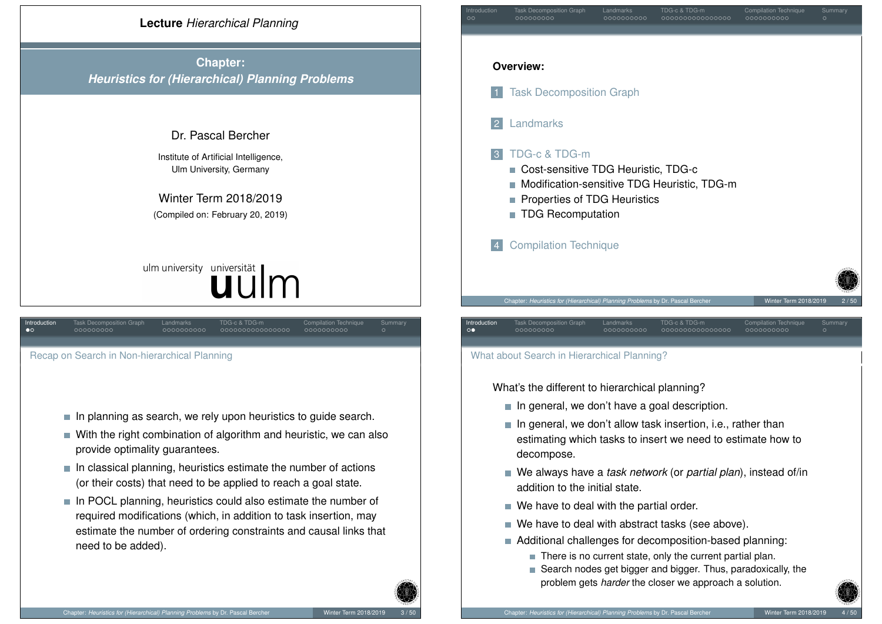# Lecture *Hierarchical Planning*

## Chapter: *Heuristics for (Hierarchical) Planning Problems*

Dr. Pascal Bercher

Institute of Artificial Intelligence, Ulm University, Germany

Winter Term 2018/2019

(Compiled on: February 20, 2019)

ulm university universität uulm

---

**Overview:**

1. Task Decomposition Graph
2. Landmarks
3. TDG-c & TDG-m
   - Cost-sensitive TDG Heuristic, TDG-c
   - Modification-sensitive TDG Heuristic, TDG-m
   - Properties of TDG Heuristics
   - TDG Recomputation
4. Compilation Technique

---

## Recap on Search in Non-hierarchical Planning

- In planning as search, we rely upon heuristics to guide search.
- With the right combination of algorithm and heuristic, we can also provide optimality guarantees.
- In classical planning, heuristics estimate the number of actions (or their costs) that need to be applied to reach a goal state.
- In POCL planning, heuristics could also estimate the number of required modifications (which, in addition to task insertion, may estimate the number of ordering constraints and causal links that need to be added).

---

## What about Search in Hierarchical Planning?

What's the different to hierarchical planning?

- In general, we don't have a goal description.
- In general, we don't allow task insertion, i.e., rather than estimating which tasks to insert we need to estimate how to decompose.
- We always have a *task network* (or *partial plan*), instead of/in addition to the initial state.
- We have to deal with the partial order.
- We have to deal with abstract tasks (see above).
- Additional challenges for decomposition-based planning:
  - There is no current state, only the current partial plan.
  - Search nodes get bigger and bigger. Thus, paradoxically, the problem gets *harder* the closer we approach a solution.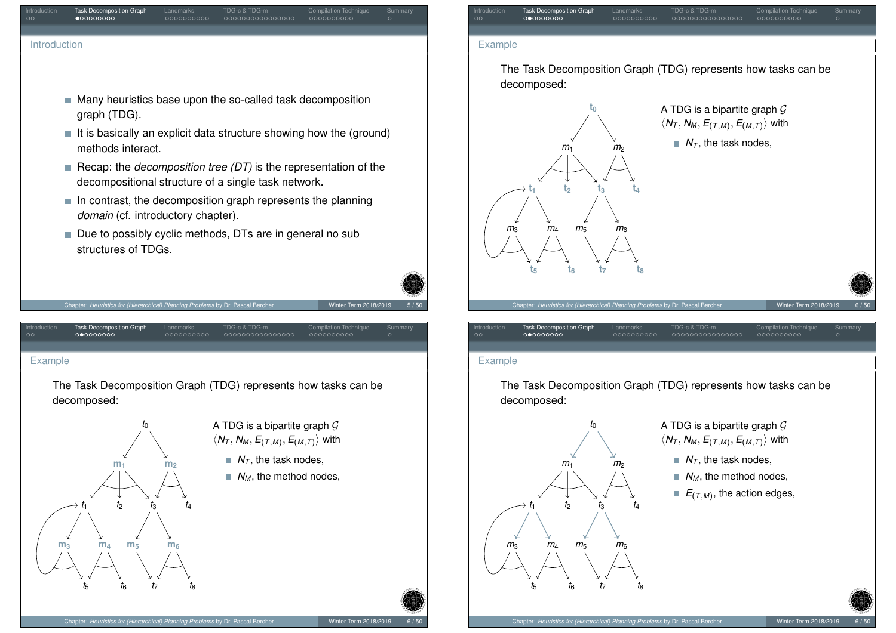## Introduction

- Many heuristics base upon the so-called task decomposition graph (TDG).
- It is basically an explicit data structure showing how the (ground) methods interact.
- Recap: the *decomposition tree (DT)* is the representation of the decompositional structure of a single task network.
- In contrast, the decomposition graph represents the planning *domain* (cf. introductory chapter).
- Due to possibly cyclic methods, DTs are in general no sub structures of TDGs.

## Example

The Task Decomposition Graph (TDG) represents how tasks can be decomposed:

A TDG is a bipartite graph $\mathcal{G}$ $\langle N_T, N_M, E_{(T,M)}, E_{(M,T)} \rangle$ with

- $N_T$, the task nodes,

## Example

The Task Decomposition Graph (TDG) represents how tasks can be decomposed:

A TDG is a bipartite graph $\mathcal{G}$ $\langle N_T, N_M, E_{(T,M)}, E_{(M,T)} \rangle$ with

- $N_T$, the task nodes,
- $N_M$, the method nodes,

## Example

The Task Decomposition Graph (TDG) represents how tasks can be decomposed:

A TDG is a bipartite graph $\mathcal{G}$ $\langle N_T, N_M, E_{(T,M)}, E_{(M,T)} \rangle$ with

- $N_T$, the task nodes,
- $N_M$, the method nodes,
- $E_{(T,M)}$, the action edges,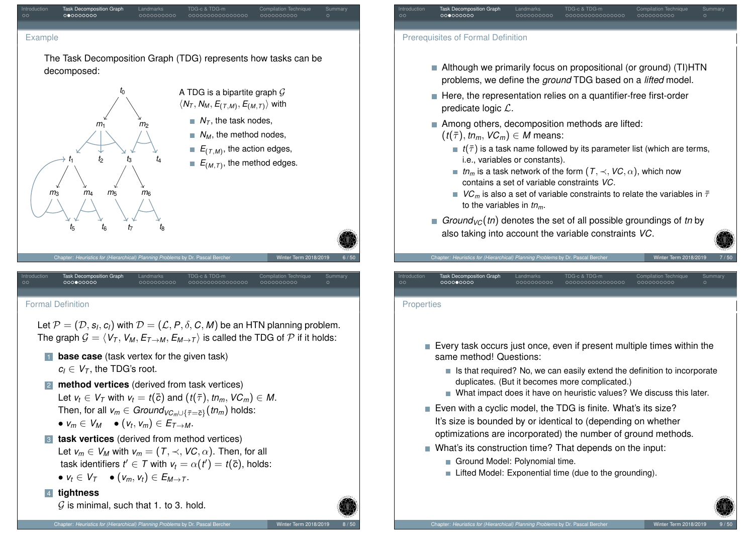## Example

The Task Decomposition Graph (TDG) represents how tasks can be decomposed:

A TDG is a bipartite graph $\mathcal{G}$ $\langle N_T, N_M, E_{(T,M)}, E_{(M,T)} \rangle$ with

- $N_T$, the task nodes,
- $N_M$, the method nodes,
- $E_{(T,M)}$, the action edges,
- $E_{(M,T)}$, the method edges.

## Prerequisites of Formal Definition

- Although we primarily focus on propositional (or ground) (TI)HTN problems, we define the *ground* TDG based on a *lifted* model.
- Here, the representation relies on a quantifier-free first-order predicate logic $\mathcal{L}$.
- Among others, decomposition methods are lifted: $(t(\bar{\tau}), tn_m, VC_m) \in M$ means:
  - $t(\bar{\tau})$ is a task name followed by its parameter list (which are terms, i.e., variables or constants).
  - $tn_m$ is a task network of the form $(T, \prec, VC, \alpha)$, which now contains a set of variable constraints $VC$.
  - $VC_m$ is also a set of variable constraints to relate the variables in $\bar{\tau}$ to the variables in $tn_m$.
- $Ground_{VC}(tn)$ denotes the set of all possible groundings of $tn$ by also taking into account the variable constraints $VC$.

## Formal Definition

Let $\mathcal{P} = (\mathcal{D}, s_I, c_I)$ with $\mathcal{D} = (\mathcal{L}, P, \delta, C, M)$ be an HTN planning problem. The graph $\mathcal{G} = \langle V_T, V_M, E_{T\to M}, E_{M\to T} \rangle$ is called the TDG of $\mathcal{P}$ if it holds:

1. **base case** (task vertex for the given task)
   $c_I \in V_T$, the TDG's root.
2. **method vertices** (derived from task vertices)
   Let $v_t \in V_T$ with $v_t = t(\bar{c})$ and $(t(\bar{\tau}), tn_m, VC_m) \in M$.
   Then, for all $v_m \in Ground_{VC_m \cup \{\bar{\tau}=\bar{c}\}}(tn_m)$ holds:
   • $v_m \in V_M$ • $(v_t, v_m) \in E_{T\to M}$.
3. **task vertices** (derived from method vertices)
   Let $v_m \in V_M$ with $v_m = (T, \prec, VC, \alpha)$. Then, for all task identifiers $t' \in T$ with $v_t = \alpha(t') = t(\bar{c})$, holds:
   • $v_t \in V_T$ • $(v_m, v_t) \in E_{M\to T}$.
4. **tightness**
   $\mathcal{G}$ is minimal, such that 1. to 3. hold.

## Properties

- Every task occurs just once, even if present multiple times within the same method! Questions:
  - Is that required? No, we can easily extend the definition to incorporate duplicates. (But it becomes more complicated.)
  - What impact does it have on heuristic values? We discuss this later.
- Even with a cyclic model, the TDG is finite. What's its size?
  It's size is bounded by or identical to (depending on whether optimizations are incorporated) the number of ground methods.
- What's its construction time? That depends on the input:
  - Ground Model: Polynomial time.
  - Lifted Model: Exponential time (due to the grounding).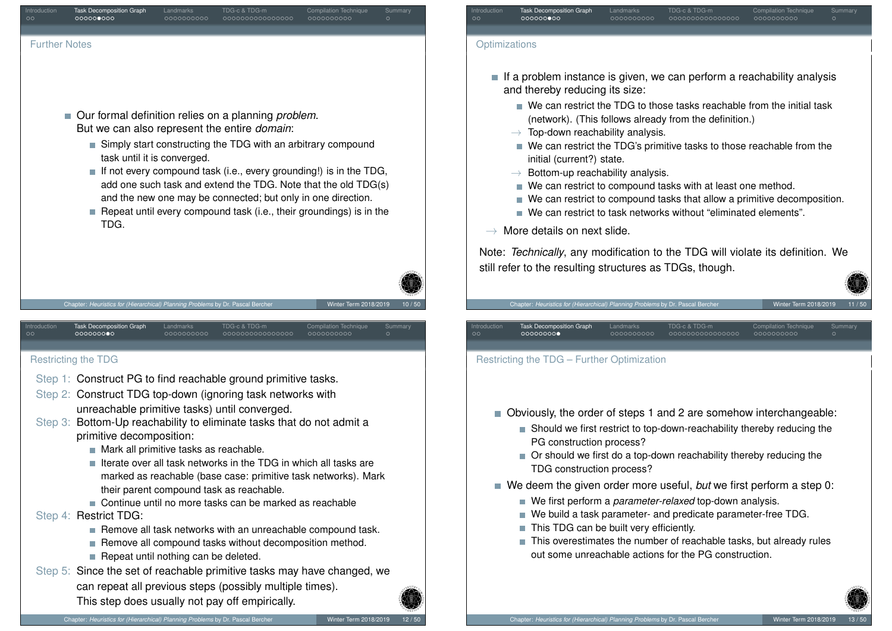## Further Notes

- Our formal definition relies on a planning *problem*. But we can also represent the entire *domain*:
  - Simply start constructing the TDG with an arbitrary compound task until it is converged.
  - If not every compound task (i.e., every grounding!) is in the TDG, add one such task and extend the TDG. Note that the old TDG(s) and the new one may be connected; but only in one direction.
  - Repeat until every compound task (i.e., their groundings) is in the TDG.

## Optimizations

- If a problem instance is given, we can perform a reachability analysis and thereby reducing its size:
  - We can restrict the TDG to those tasks reachable from the initial task (network). (This follows already from the definition.)
  - → Top-down reachability analysis.
  - We can restrict the TDG's primitive tasks to those reachable from the initial (current?) state.
  - → Bottom-up reachability analysis.
  - We can restrict to compound tasks with at least one method.
  - We can restrict to compound tasks that allow a primitive decomposition.
  - We can restrict to task networks without "eliminated elements".
- → More details on next slide.

Note: *Technically*, any modification to the TDG will violate its definition. We still refer to the resulting structures as TDGs, though.

## Restricting the TDG

Step 1: Construct PG to find reachable ground primitive tasks.

Step 2: Construct TDG top-down (ignoring task networks with unreachable primitive tasks) until converged.

Step 3: Bottom-Up reachability to eliminate tasks that do not admit a primitive decomposition:
- Mark all primitive tasks as reachable.
- Iterate over all task networks in the TDG in which all tasks are marked as reachable (base case: primitive task networks). Mark their parent compound task as reachable.
- Continue until no more tasks can be marked as reachable

Step 4: Restrict TDG:
- Remove all task networks with an unreachable compound task.
- Remove all compound tasks without decomposition method.
- Repeat until nothing can be deleted.

Step 5: Since the set of reachable primitive tasks may have changed, we can repeat all previous steps (possibly multiple times). This step does usually not pay off empirically.

## Restricting the TDG – Further Optimization

- Obviously, the order of steps 1 and 2 are somehow interchangeable:
  - Should we first restrict to top-down-reachability thereby reducing the PG construction process?
  - Or should we first do a top-down reachability thereby reducing the TDG construction process?
- We deem the given order more useful, *but* we first perform a step 0:
  - We first perform a *parameter-relaxed* top-down analysis.
  - We build a task parameter- and predicate parameter-free TDG.
  - This TDG can be built very efficiently.
  - This overestimates the number of reachable tasks, but already rules out some unreachable actions for the PG construction.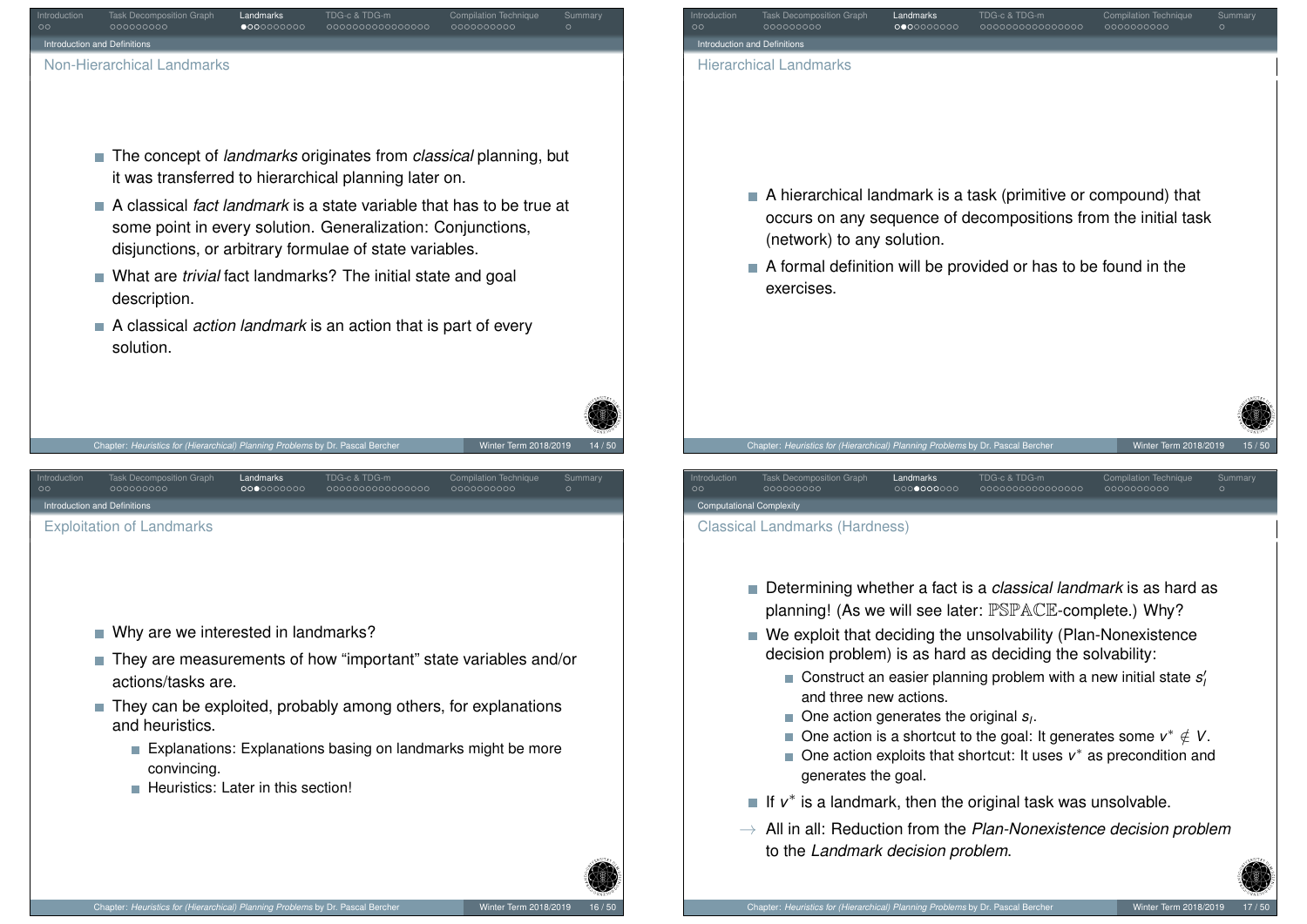## Non-Hierarchical Landmarks

- The concept of *landmarks* originates from *classical* planning, but it was transferred to hierarchical planning later on.
- A classical *fact landmark* is a state variable that has to be true at some point in every solution. Generalization: Conjunctions, disjunctions, or arbitrary formulae of state variables.
- What are *trivial* fact landmarks? The initial state and goal description.
- A classical *action landmark* is an action that is part of every solution.

## Hierarchical Landmarks

- A hierarchical landmark is a task (primitive or compound) that occurs on any sequence of decompositions from the initial task (network) to any solution.
- A formal definition will be provided or has to be found in the exercises.

## Exploitation of Landmarks

- Why are we interested in landmarks?
- They are measurements of how "important" state variables and/or actions/tasks are.
- They can be exploited, probably among others, for explanations and heuristics.
  - Explanations: Explanations basing on landmarks might be more convincing.
  - Heuristics: Later in this section!

## Classical Landmarks (Hardness)

- Determining whether a fact is a *classical landmark* is as hard as planning! (As we will see later: $\mathbb{PSPACE}$-complete.) Why?
- We exploit that deciding the unsolvability (Plan-Nonexistence decision problem) is as hard as deciding the solvability:
  - Construct an easier planning problem with a new initial state $s_I'$ and three new actions.
  - One action generates the original $s_I$.
  - One action is a shortcut to the goal: It generates some $v^* \notin V$.
  - One action exploits that shortcut: It uses $v^*$ as precondition and generates the goal.
- If $v^*$ is a landmark, then the original task was unsolvable.

→ All in all: Reduction from the *Plan-Nonexistence decision problem* to the *Landmark decision problem*.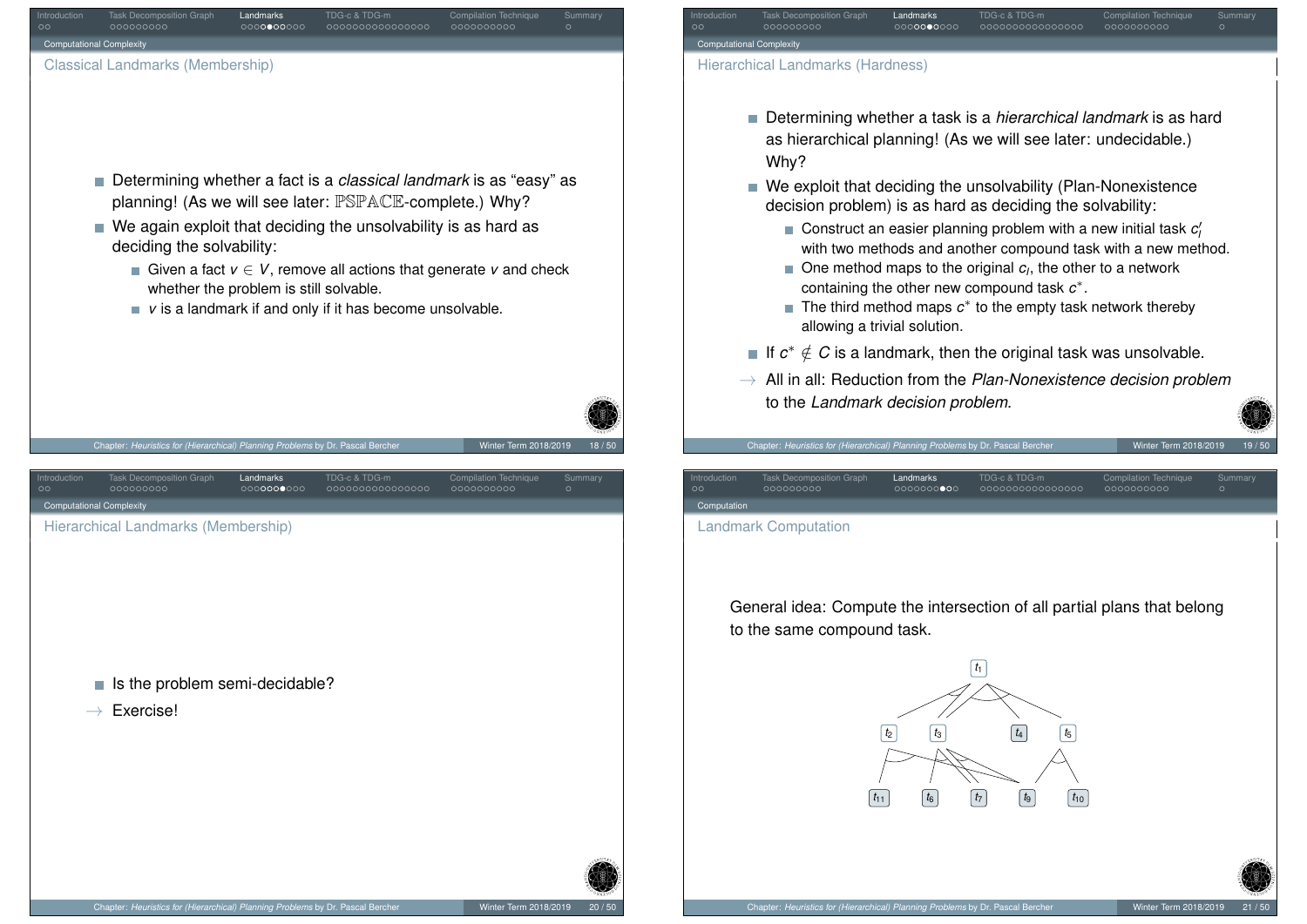## Classical Landmarks (Membership)

- Determining whether a fact is a *classical landmark* is as "easy" as planning! (As we will see later: $\mathbb{PSPACE}$-complete.) Why?
- We again exploit that deciding the unsolvability is as hard as deciding the solvability:
  - Given a fact $v \in V$, remove all actions that generate $v$ and check whether the problem is still solvable.
  - $v$ is a landmark if and only if it has become unsolvable.

## Hierarchical Landmarks (Hardness)

- Determining whether a task is a *hierarchical landmark* is as hard as hierarchical planning! (As we will see later: undecidable.) Why?
- We exploit that deciding the unsolvability (Plan-Nonexistence decision problem) is as hard as deciding the solvability:
  - Construct an easier planning problem with a new initial task $c_I'$ with two methods and another compound task with a new method.
  - One method maps to the original $c_I$, the other to a network containing the other new compound task $c^*$.
  - The third method maps $c^*$ to the empty task network thereby allowing a trivial solution.
- If $c^* \notin C$ is a landmark, then the original task was unsolvable.

→ All in all: Reduction from the *Plan-Nonexistence decision problem* to the *Landmark decision problem*.

## Hierarchical Landmarks (Membership)

- Is the problem semi-decidable?

→ Exercise!

## Landmark Computation

General idea: Compute the intersection of all partial plans that belong to the same compound task.

$t_1$

$t_2$ $t_3$ $t_4$ $t_5$

$t_{11}$ $t_6$ $t_7$ $t_9$ $t_{10}$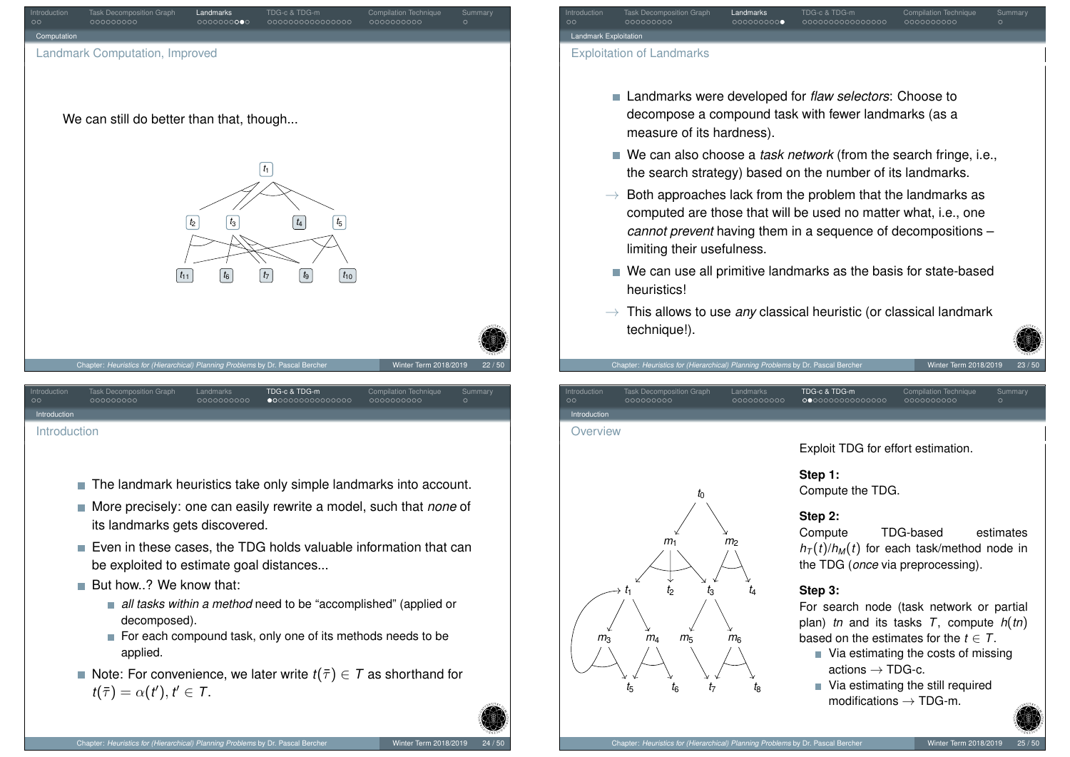## Landmark Computation, Improved

We can still do better than that, though...

## Exploitation of Landmarks

- Landmarks were developed for *flaw selectors*: Choose to decompose a compound task with fewer landmarks (as a measure of its hardness).
- We can also choose a *task network* (from the search fringe, i.e., the search strategy) based on the number of its landmarks.
- → Both approaches lack from the problem that the landmarks as computed are those that will be used no matter what, i.e., one *cannot prevent* having them in a sequence of decompositions – limiting their usefulness.
- We can use all primitive landmarks as the basis for state-based heuristics!
- → This allows to use *any* classical heuristic (or classical landmark technique!).

## Introduction

- The landmark heuristics take only simple landmarks into account.
- More precisely: one can easily rewrite a model, such that *none* of its landmarks gets discovered.
- Even in these cases, the TDG holds valuable information that can be exploited to estimate goal distances...
- But how..? We know that:
  - *all tasks within a method* need to be "accomplished" (applied or decomposed).
  - For each compound task, only one of its methods needs to be applied.
- Note: For convenience, we later write $t(\bar{\tau}) \in T$ as shorthand for $t(\bar{\tau}) = \alpha(t'), t' \in T$.

## Overview

Exploit TDG for effort estimation.

**Step 1:**
Compute the TDG.

**Step 2:**
Compute TDG-based estimates $h_T(t)/h_M(t)$ for each task/method node in the TDG (*once* via preprocessing).

**Step 3:**
For search node (task network or partial plan) $tn$ and its tasks $T$, compute $h(tn)$ based on the estimates for the $t \in T$.

- Via estimating the costs of missing actions → TDG-c.
- Via estimating the still required modifications → TDG-m.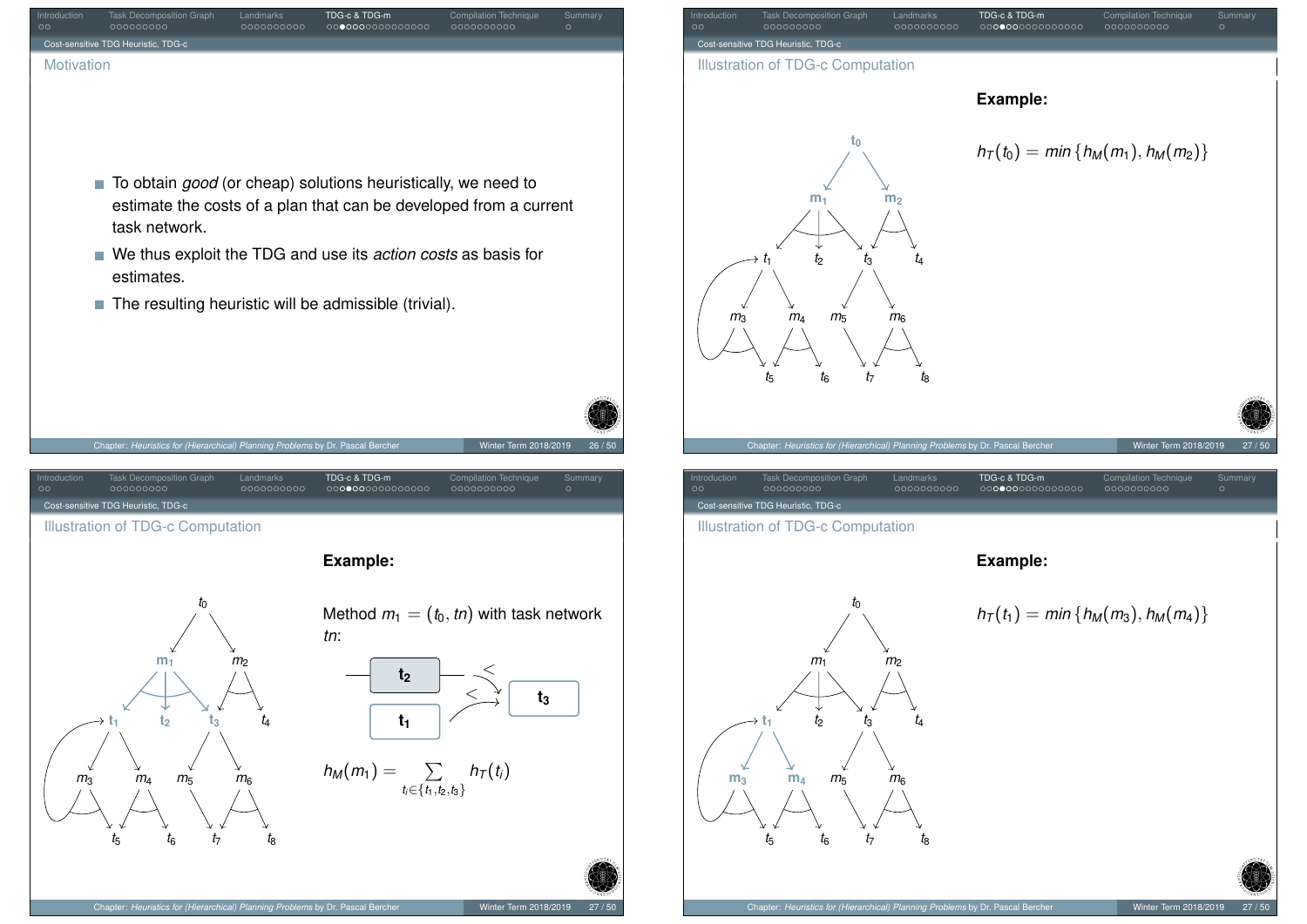## Cost-sensitive TDG Heuristic, TDG-c

### Motivation

- To obtain *good* (or cheap) solutions heuristically, we need to estimate the costs of a plan that can be developed from a current task network.
- We thus exploit the TDG and use its *action costs* as basis for estimates.
- The resulting heuristic will be admissible (trivial).

## Cost-sensitive TDG Heuristic, TDG-c

### Illustration of TDG-c Computation

**Example:**

$$h_T(t_0) = min\{h_M(m_1), h_M(m_2)\}$$

## Cost-sensitive TDG Heuristic, TDG-c

### Illustration of TDG-c Computation

**Example:**

Method $m_1 = (t_0, tn)$ with task network $tn$:

$$h_M(m_1) = \sum_{t_i \in \{t_1, t_2, t_3\}} h_T(t_i)$$

## Cost-sensitive TDG Heuristic, TDG-c

### Illustration of TDG-c Computation

**Example:**

$$h_T(t_1) = min\{h_M(m_3), h_M(m_4)\}$$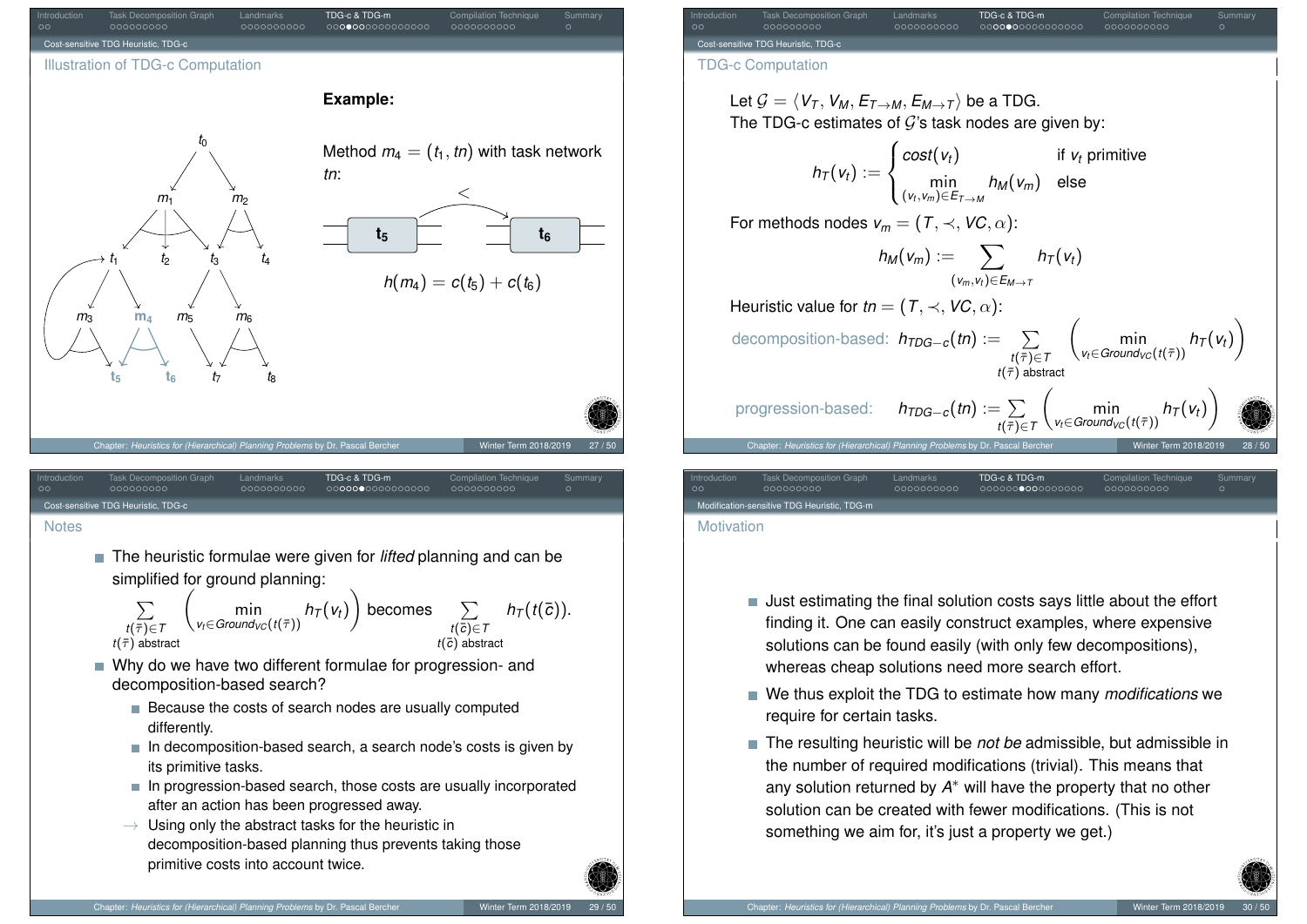## Illustration of TDG-c Computation

**Example:**

Method $m_4 = (t_1, tn)$ with task network $tn$:

$\mathbf{t_5} < \mathbf{t_6}$

$$h(m_4) = c(t_5) + c(t_6)$$

## TDG-c Computation

Let $\mathcal{G} = \langle V_T, V_M, E_{T\to M}, E_{M\to T}\rangle$ be a TDG.
The TDG-c estimates of $\mathcal{G}$'s task nodes are given by:

$$h_T(v_t) := \begin{cases} cost(v_t) & \text{if } v_t \text{ primitive} \\ \min\limits_{(v_t,v_m)\in E_{T\to M}} h_M(v_m) & \text{else} \end{cases}$$

For methods nodes $v_m = (T, \prec, VC, \alpha)$:

$$h_M(v_m) := \sum_{(v_m,v_t)\in E_{M\to T}} h_T(v_t)$$

Heuristic value for $tn = (T, \prec, VC, \alpha)$:

decomposition-based: $$h_{TDG-c}(tn) := \sum_{\substack{t(\bar{\tau})\in T \\ t(\bar{\tau}) \text{ abstract}}} \left( \min_{v_t \in Ground_{VC}(t(\bar{\tau}))} h_T(v_t) \right)$$

progression-based: $$h_{TDG-c}(tn) := \sum_{t(\bar{\tau})\in T} \left( \min_{v_t \in Ground_{VC}(t(\bar{\tau}))} h_T(v_t) \right)$$

## Notes

- The heuristic formulae were given for *lifted* planning and can be simplified for ground planning:

$$\sum_{\substack{t(\bar{\tau})\in T \\ t(\bar{\tau}) \text{ abstract}}} \left( \min_{v_t \in Ground_{VC}(t(\bar{\tau}))} h_T(v_t) \right) \text{ becomes } \sum_{\substack{t(\bar{c})\in T \\ t(\bar{c}) \text{ abstract}}} h_T(t(\bar{c})).$$

- Why do we have two different formulae for progression- and decomposition-based search?
  - Because the costs of search nodes are usually computed differently.
  - In decomposition-based search, a search node's costs is given by its primitive tasks.
  - In progression-based search, those costs are usually incorporated after an action has been progressed away.
  - → Using only the abstract tasks for the heuristic in decomposition-based planning thus prevents taking those primitive costs into account twice.

## Modification-sensitive TDG Heuristic, TDG-m

### Motivation

- Just estimating the final solution costs says little about the effort finding it. One can easily construct examples, where expensive solutions can be found easily (with only few decompositions), whereas cheap solutions need more search effort.
- We thus exploit the TDG to estimate how many *modifications* we require for certain tasks.
- The resulting heuristic will be *not be* admissible, but admissible in the number of required modifications (trivial). This means that any solution returned by $A^*$ will have the property that no other solution can be created with fewer modifications. (This is not something we aim for, it's just a property we get.)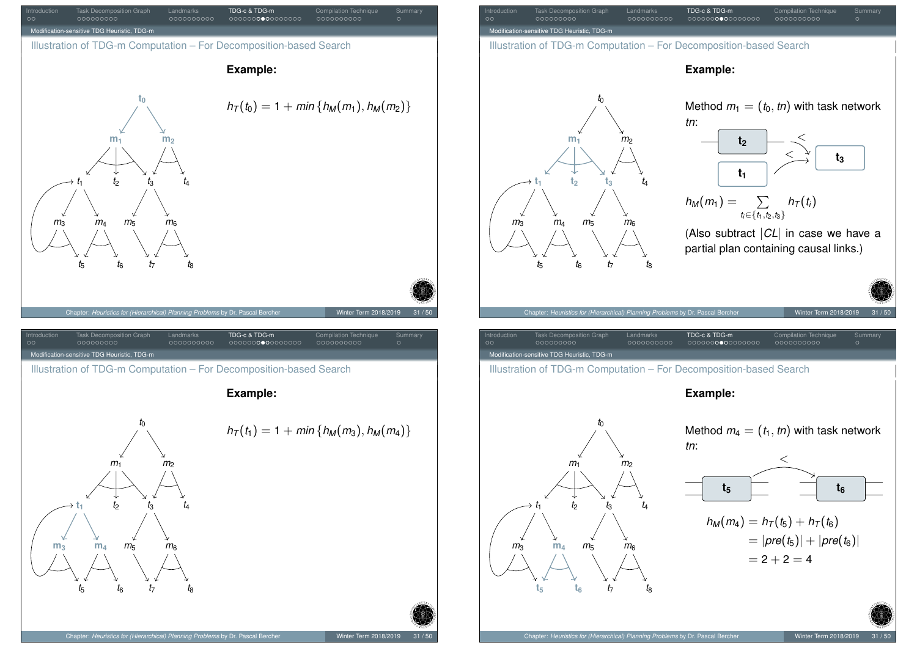## Illustration of TDG-m Computation – For Decomposition-based Search

**Example:**

$h_T(t_0) = 1 + min\{h_M(m_1), h_M(m_2)\}$

## Illustration of TDG-m Computation – For Decomposition-based Search

**Example:**

Method $m_1 = (t_0, tn)$ with task network $tn$:

$$h_M(m_1) = \sum_{t_i \in \{t_1, t_2, t_3\}} h_T(t_i)$$

(Also subtract $|CL|$ in case we have a partial plan containing causal links.)

## Illustration of TDG-m Computation – For Decomposition-based Search

**Example:**

$h_T(t_1) = 1 + min\{h_M(m_3), h_M(m_4)\}$

## Illustration of TDG-m Computation – For Decomposition-based Search

**Example:**

Method $m_4 = (t_1, tn)$ with task network $tn$:

$$\begin{aligned} h_M(m_4) &= h_T(t_5) + h_T(t_6) \\ &= |pre(t_5)| + |pre(t_6)| \\ &= 2 + 2 = 4 \end{aligned}$$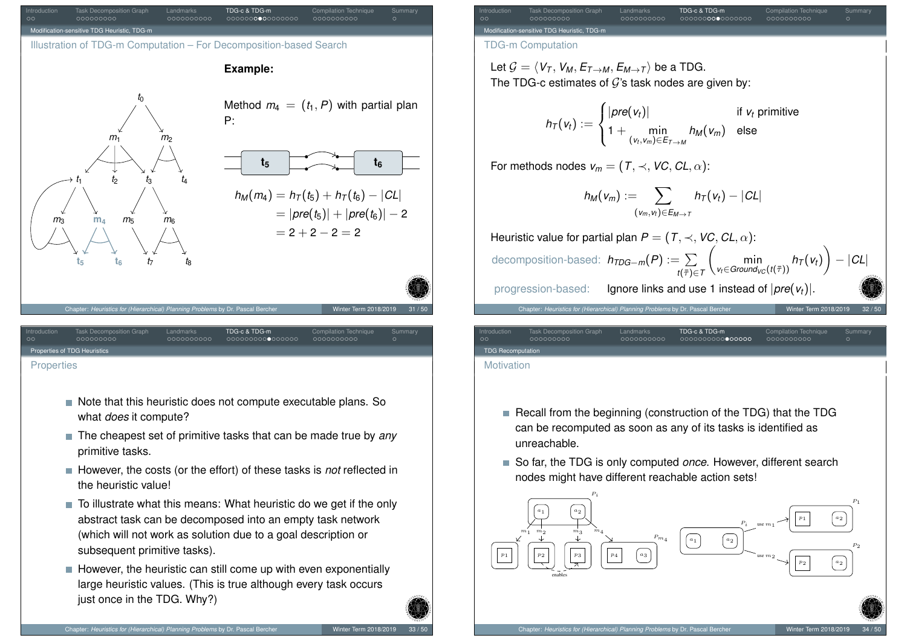## Illustration of TDG-m Computation – For Decomposition-based Search

**Example:**

Method $m_4 = (t_1, P)$ with partial plan P:

$$h_M(m_4) = h_T(t_5) + h_T(t_6) - |CL|$$
$$= |pre(t_5)| + |pre(t_6)| - 2$$
$$= 2 + 2 - 2 = 2$$

## TDG-m Computation

Let $\mathcal{G} = \langle V_T, V_M, E_{T\to M}, E_{M\to T}\rangle$ be a TDG.
The TDG-c estimates of $\mathcal{G}$'s task nodes are given by:

$$h_T(v_t) := \begin{cases} |pre(v_t)| & \text{if } v_t \text{ primitive} \\ 1 + \min\limits_{(v_t, v_m)\in E_{T\to M}} h_M(v_m) & \text{else} \end{cases}$$

For methods nodes $v_m = (T, \prec, VC, CL, \alpha)$:

$$h_M(v_m) := \sum_{(v_m, v_t)\in E_{M\to T}} h_T(v_t) - |CL|$$

Heuristic value for partial plan $P = (T, \prec, VC, CL, \alpha)$:

decomposition-based: $h_{TDG-m}(P) := \sum\limits_{t(\bar{\tau})\in T} \left( \min\limits_{v_t \in Ground_{VC}(t(\bar{\tau}))} h_T(v_t) \right) - |CL|$

progression-based: Ignore links and use 1 instead of $|pre(v_t)|$.

## Properties

- Note that this heuristic does not compute executable plans. So what *does* it compute?
- The cheapest set of primitive tasks that can be made true by *any* primitive tasks.
- However, the costs (or the effort) of these tasks is *not* reflected in the heuristic value!
- To illustrate what this means: What heuristic do we get if the only abstract task can be decomposed into an empty task network (which will not work as solution due to a goal description or subsequent primitive tasks).
- However, the heuristic can still come up with even exponentially large heuristic values. (This is true although every task occurs just once in the TDG. Why?)

## Motivation

- Recall from the beginning (construction of the TDG) that the TDG can be recomputed as soon as any of its tasks is identified as unreachable.
- So far, the TDG is only computed *once*. However, different search nodes might have different reachable action sets!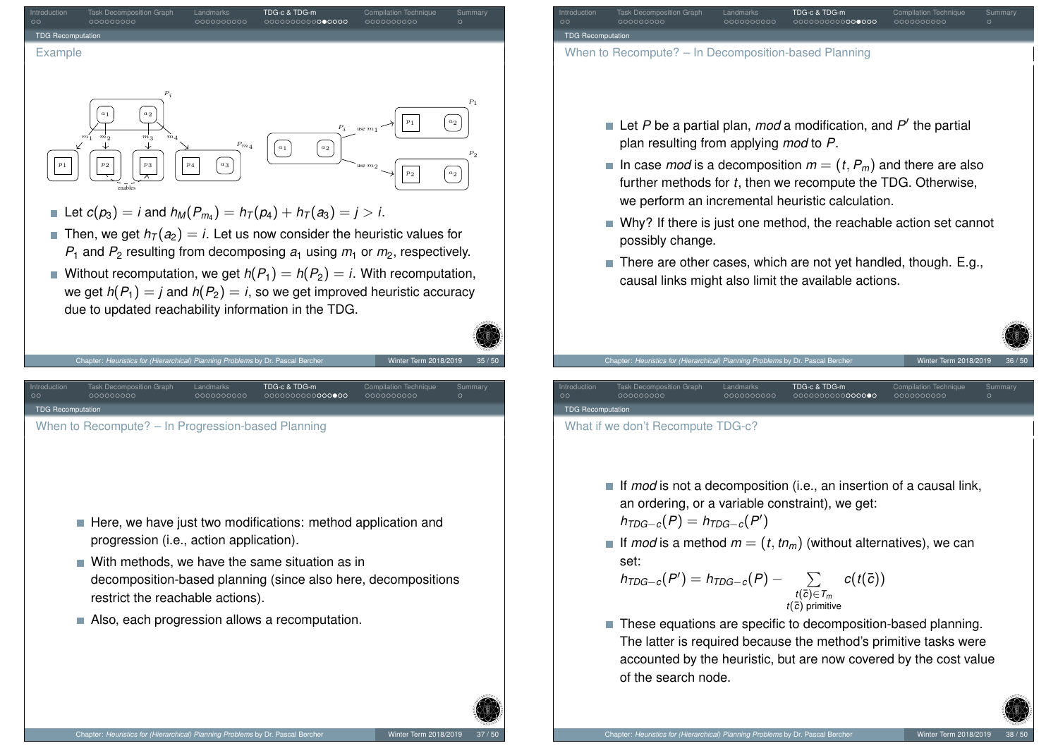## TDG Recomputation

### Example

- Let $c(p_3) = i$ and $h_M(P_{m_4}) = h_T(p_4) + h_T(a_3) = j > i$.
- Then, we get $h_T(a_2) = i$. Let us now consider the heuristic values for $P_1$ and $P_2$ resulting from decomposing $a_1$ using $m_1$ or $m_2$, respectively.
- Without recomputation, we get $h(P_1) = h(P_2) = i$. With recomputation, we get $h(P_1) = j$ and $h(P_2) = i$, so we get improved heuristic accuracy due to updated reachability information in the TDG.

### When to Recompute? – In Decomposition-based Planning

- Let $P$ be a partial plan, *mod* a modification, and $P'$ the partial plan resulting from applying *mod* to $P$.
- In case *mod* is a decomposition $m = (t, P_m)$ and there are also further methods for $t$, then we recompute the TDG. Otherwise, we perform an incremental heuristic calculation.
- Why? If there is just one method, the reachable action set cannot possibly change.
- There are other cases, which are not yet handled, though. E.g., causal links might also limit the available actions.

### When to Recompute? – In Progression-based Planning

- Here, we have just two modifications: method application and progression (i.e., action application).
- With methods, we have the same situation as in decomposition-based planning (since also here, decompositions restrict the reachable actions).
- Also, each progression allows a recomputation.

### What if we don't Recompute TDG-c?

- If *mod* is not a decomposition (i.e., an insertion of a causal link, an ordering, or a variable constraint), we get: $h_{TDG-c}(P) = h_{TDG-c}(P')$
- If *mod* is a method $m = (t, tn_m)$ (without alternatives), we can set:
  $$h_{TDG-c}(P') = h_{TDG-c}(P) - \sum_{\substack{t(\bar{c}) \in T_m \\ t(\bar{c}) \text{ primitive}}} c(t(\bar{c}))$$
- These equations are specific to decomposition-based planning. The latter is required because the method's primitive tasks were accounted by the heuristic, but are now covered by the cost value of the search node.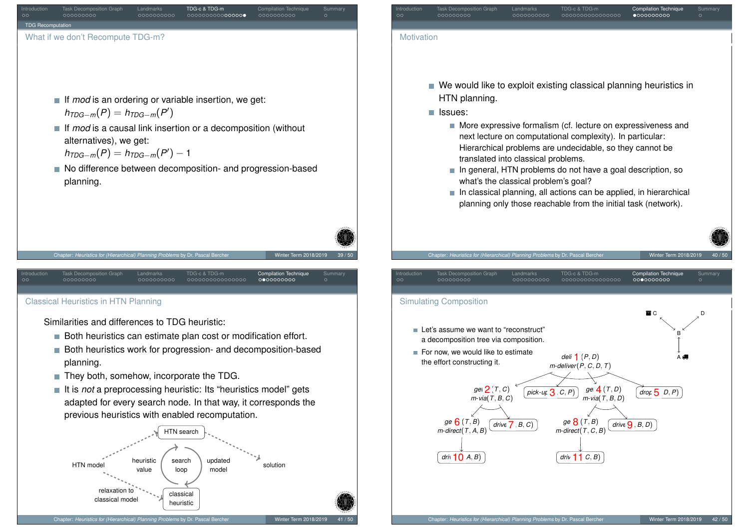## What if we don't Recompute TDG-m?

- If *mod* is an ordering or variable insertion, we get: $h_{TDG-m}(P) = h_{TDG-m}(P')$
- If *mod* is a causal link insertion or a decomposition (without alternatives), we get: $h_{TDG-m}(P) = h_{TDG-m}(P') - 1$
- No difference between decomposition- and progression-based planning.

## Motivation

- We would like to exploit existing classical planning heuristics in HTN planning.
- Issues:
  - More expressive formalism (cf. lecture on expressiveness and next lecture on computational complexity). In particular: Hierarchical problems are undecidable, so they cannot be translated into classical problems.
  - In general, HTN problems do not have a goal description, so what's the classical problem's goal?
  - In classical planning, all actions can be applied, in hierarchical planning only those reachable from the initial task (network).

## Classical Heuristics in HTN Planning

Similarities and differences to TDG heuristic:

- Both heuristics can estimate plan cost or modification effort.
- Both heuristics work for progression- and decomposition-based planning.
- They both, somehow, incorporate the TDG.
- It is *not* a preprocessing heuristic: Its "heuristics model" gets adapted for every search node. In that way, it corresponds the previous heuristics with enabled recomputation.

HTN model → HTN search → solution; HTN model → relaxation to classical model → classical heuristic; search loop: heuristic value, updated model

## Simulating Composition

- Let's assume we want to "reconstruct" a decomposition tree via composition.
- For now, we would like to estimate the effort constructing it.

deli 1 (P, D)
m-deliver(P, C, D, T)

ge 2 (T, C) m-via(T, B, C); pick-up 3 (C, P); ge 4 (T, D) m-via(T, B, D); drop 5 (D, P)

ge 6 (T, B) m-direct(T, A, B); drive 7 (B, C); ge 8 (T, B) m-direct(T, C, B); drive 9 (B, D)

drive 10 (A, B); drive 11 (C, B)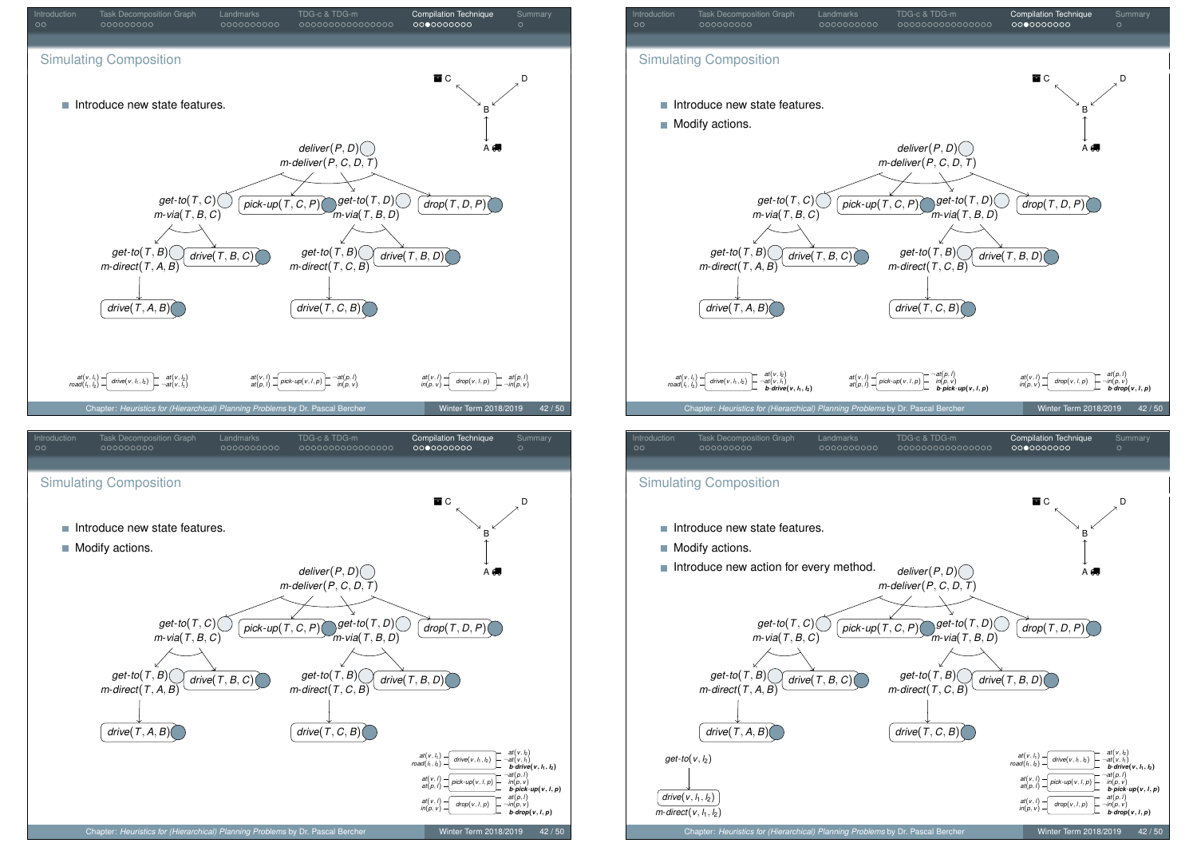## Simulating Composition

- Introduce new state features.

*deliver*(*P*, *D*)
*m-deliver*(*P*, *C*, *D*, *T*)

*get-to*(*T*, *C*) — *m-via*(*T*, *B*, *C*); *pick-up*(*T*, *C*, *P*); *get-to*(*T*, *D*) — *m-via*(*T*, *B*, *D*); *drop*(*T*, *D*, *P*)

*get-to*(*T*, *B*) — *m-direct*(*T*, *A*, *B*); *drive*(*T*, *B*, *C*); *get-to*(*T*, *B*) — *m-direct*(*T*, *C*, *B*); *drive*(*T*, *B*, *D*)

*drive*(*T*, *A*, *B*); *drive*(*T*, *C*, *B*)

$at(v, l_1)$, $road(l_1, l_2)$ — *drive*$(v, l_1, l_2)$ — $at(v, l_2)$, $\neg at(v, l_1)$

$at(v, l)$, $at(p, l)$ — *pick-up*$(v, l, p)$ — $\neg at(p, l)$, $in(p, v)$

$at(v, l)$, $in(p, v)$ — *drop*$(v, l, p)$ — $at(p, l)$, $\neg in(p, v)$

## Simulating Composition

- Introduce new state features.
- Modify actions.

$at(v, l_1)$, $road(l_1, l_2)$ — *drive*$(v, l_1, l_2)$ — $at(v, l_2)$, $\neg at(v, l_1)$, $\textbf{b-drive}(v, l_1, l_2)$

$at(v, l)$, $at(p, l)$ — *pick-up*$(v, l, p)$ — $\neg at(p, l)$, $in(p, v)$, $\textbf{b-pick-up}(v, l, p)$

$at(v, l)$, $in(p, v)$ — *drop*$(v, l, p)$ — $at(p, l)$, $\neg in(p, v)$, $\textbf{b-drop}(v, l, p)$

## Simulating Composition

- Introduce new state features.
- Modify actions.
- Introduce new action for every method.

*get-to*$(v, l_2)$ → *drive*$(v, l_1, l_2)$ — *m-direct*$(v, l_1, l_2)$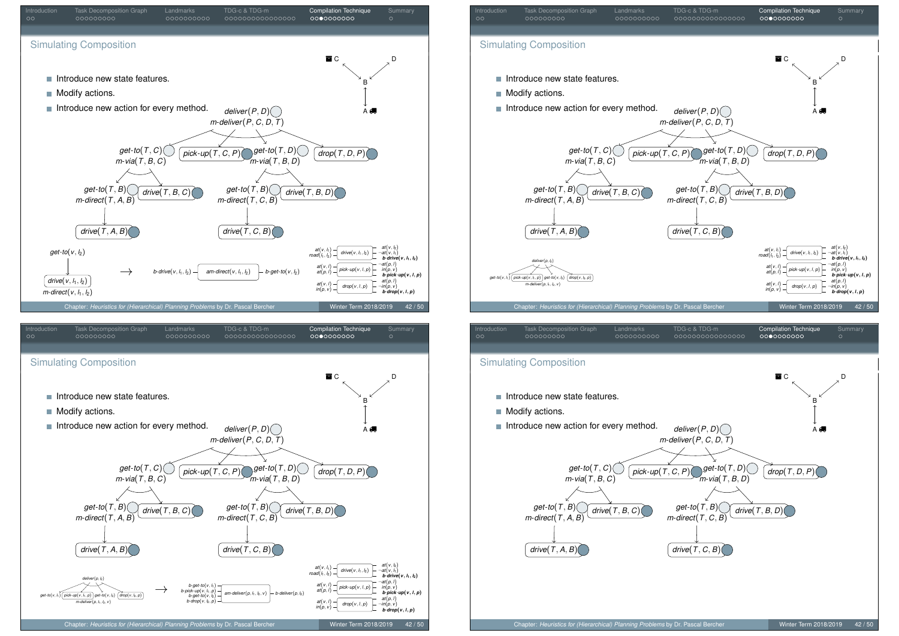## Simulating Composition

- Introduce new state features.
- Modify actions.
- Introduce new action for every method.

*deliver*$(P, D)$ — *m-deliver*$(P, C, D, T)$

- *get-to*$(T, C)$ — *m-via*$(T, B, C)$
  - *get-to*$(T, B)$ — *m-direct*$(T, A, B)$
    - *drive*$(T, A, B)$
  - *drive*$(T, B, C)$
- *pick-up*$(T, C, P)$
- *get-to*$(T, D)$ — *m-via*$(T, B, D)$
  - *get-to*$(T, B)$ — *m-direct*$(T, C, B)$
    - *drive*$(T, C, B)$
  - *drive*$(T, B, D)$
- *drop*$(T, D, P)$

*get-to*$(v, l_2)$ — *m-direct*$(v, l_1, l_2)$ — *drive*$(v, l_1, l_2)$ → *b-drive*$(v, l_1, l_2)$ — *am-direct*$(v, l_1, l_2)$ — *b-get-to*$(v, l_2)$

*deliver*$(p, l_2)$ — *m-deliver*$(p, l_1, l_2, v)$: *get-to*$(v, l_1)$, *pick-up*$(v, l_1, p)$, *get-to*$(v, l_2)$, *drop*$(v, l_2, p)$ → *b-get-to*$(v, l_1)$, *b-pick-up*$(v, l_1, p)$, *b-get-to*$(v, l_2)$, *b-drop*$(v, l_2, p)$ — *am-deliver*$(p, l_1, l_2, v)$ — *b-deliver*$(p, l_2)$

| Preconditions | Action | Effects |
|---|---|---|
| $at(v, l_1)$, $road(l_1, l_2)$ | *drive*$(v, l_1, l_2)$ | $at(v, l_2)$, $\neg at(v, l_1)$, **b-drive$(v, l_1, l_2)$** |
| $at(v, l)$, $at(p, l)$ | *pick-up*$(v, l, p)$ | $\neg at(p, l)$, $in(p, v)$, **b-pick-up$(v, l, p)$** |
| $at(v, l)$, $in(p, v)$ | *drop*$(v, l, p)$ | $at(p, l)$, $\neg in(p, v)$, **b-drop$(v, l, p)$** |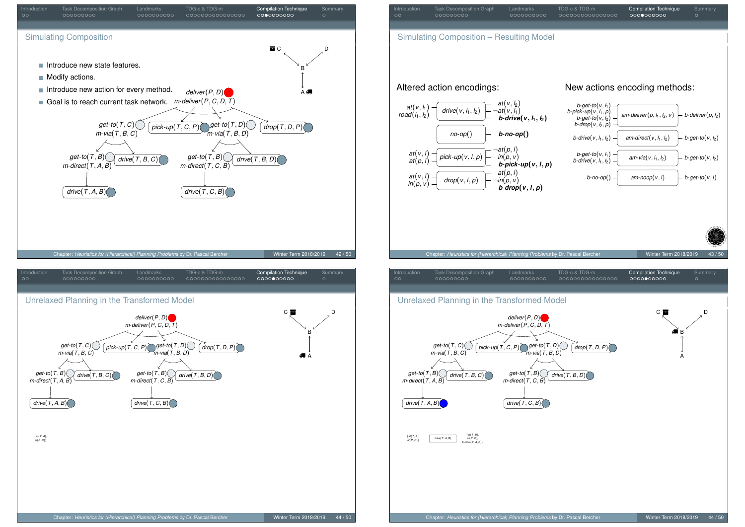## Simulating Composition

- Introduce new state features.
- Modify actions.
- Introduce new action for every method.
- Goal is to reach current task network.

$deliver(P, D)$
$m\text{-}deliver(P, C, D, T)$

$get\text{-}to(T, C)$ $m\text{-}via(T, B, C)$ | $pick\text{-}up(T, C, P)$ | $get\text{-}to(T, D)$ $m\text{-}via(T, B, D)$ | $drop(T, D, P)$

$get\text{-}to(T, B)$ $m\text{-}direct(T, A, B)$ | $drive(T, B, C)$ | $get\text{-}to(T, B)$ $m\text{-}direct(T, C, B)$ | $drive(T, B, D)$

$drive(T, A, B)$ | $drive(T, C, B)$

## Simulating Composition – Resulting Model

### Altered action encodings:

- $at(v, l_1)$, $road(l_1, l_2)$ — $drive(v, l_1, l_2)$ — $at(v, l_2)$, $\neg at(v, l_1)$, $\mathbf{b\text{-}drive(v, l_1, l_2)}$
- $no\text{-}op()$ — $\mathbf{b\text{-}no\text{-}op()}$
- $at(v, l)$, $at(p, l)$ — $pick\text{-}up(v, l, p)$ — $\neg at(p, l)$, $in(p, v)$, $\mathbf{b\text{-}pick\text{-}up(v, l, p)}$
- $at(v, l)$, $in(p, v)$ — $drop(v, l, p)$ — $at(p, l)$, $\neg in(p, v)$, $\mathbf{b\text{-}drop(v, l, p)}$

### New actions encoding methods:

- $b\text{-}get\text{-}to(v, l_1)$, $b\text{-}pick\text{-}up(v, l_1, p)$, $b\text{-}get\text{-}to(v, l_2)$, $b\text{-}drop(v, l_2, p)$ — $am\text{-}deliver(p, l_1, l_2, v)$ — $b\text{-}deliver(p, l_2)$
- $b\text{-}drive(v, l_1, l_2)$ — $am\text{-}direct(v, l_1, l_2)$ — $b\text{-}get\text{-}to(v, l_2)$
- $b\text{-}get\text{-}to(v, l_1)$, $b\text{-}drive(v, l_1, l_2)$ — $am\text{-}via(v, l_1, l_2)$ — $b\text{-}get\text{-}to(v, l_2)$
- $b\text{-}no\text{-}op()$ — $am\text{-}noop(v, l)$ — $b\text{-}get\text{-}to(v, l)$

## Unrelaxed Planning in the Transformed Model

$\{at(T, A), at(P, C)\}$

## Unrelaxed Planning in the Transformed Model

$\{at(T, A), at(P, C)\}$ — $drive(T, A, B)$ — $\{at(T, B), at(P, C), b\text{-}drive(T, A, B)\}$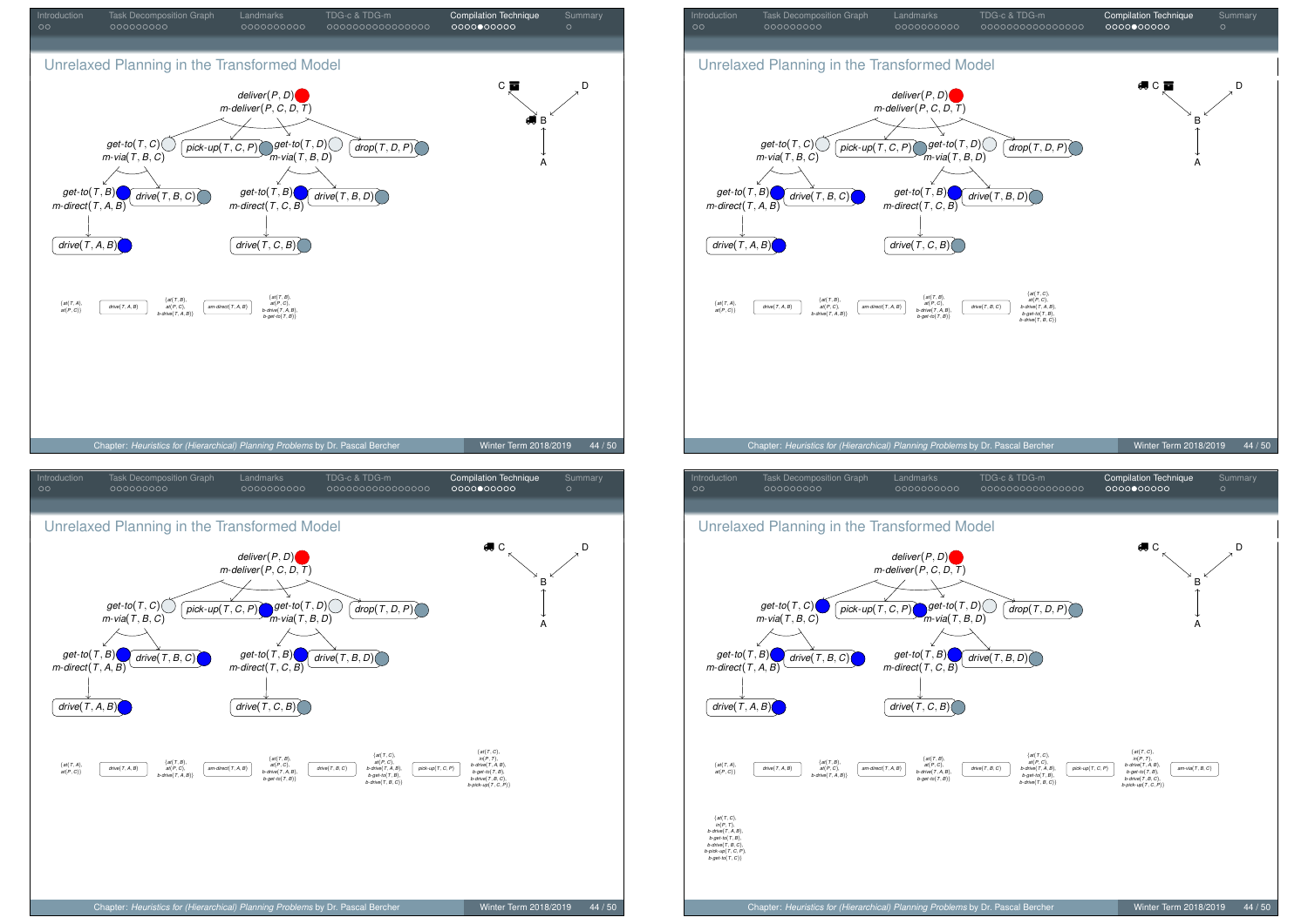## Unrelaxed Planning in the Transformed Model

*deliver*(*P*, *D*)
*m-deliver*(*P*, *C*, *D*, *T*)

*get-to*(*T*, *C*) | *pick-up*(*T*, *C*, *P*) | *get-to*(*T*, *D*) | *drop*(*T*, *D*, *P*)

*m-via*(*T*, *B*, *C*) | *m-via*(*T*, *B*, *D*)

*get-to*(*T*, *B*) | *drive*(*T*, *B*, *C*) | *get-to*(*T*, *B*) | *drive*(*T*, *B*, *D*)

*m-direct*(*T*, *A*, *B*) | *m-direct*(*T*, *C*, *B*)

*drive*(*T*, *A*, *B*) | *drive*(*T*, *C*, *B*)

{*at*(*T*, *A*), *at*(*P*, *C*)} → *drive*(*T*, *A*, *B*) → {*at*(*T*, *B*), *at*(*P*, *C*), *b-drive*(*T*, *A*, *B*)} → *am-direct*(*T*, *A*, *B*) → {*at*(*T*, *B*), *at*(*P*, *C*), *b-drive*(*T*, *A*, *B*), *b-get-to*(*T*, *B*)} → *drive*(*T*, *B*, *C*) → {*at*(*T*, *C*), *at*(*P*, *C*), *b-drive*(*T*, *A*, *B*), *b-get-to*(*T*, *B*), *b-drive*(*T*, *B*, *C*)} → *pick-up*(*T*, *C*, *P*) → {*at*(*T*, *C*), *in*(*P*, *T*), *b-drive*(*T*, *A*, *B*), *b-get-to*(*T*, *B*), *b-drive*(*T*, *B*, *C*), *b-pick-up*(*T*, *C*, *P*)} → *am-via*(*T*, *B*, *C*) → {*at*(*T*, *C*), *in*(*P*, *T*), *b-drive*(*T*, *A*, *B*), *b-get-to*(*T*, *B*), *b-drive*(*T*, *B*, *C*), *b-pick-up*(*T*, *C*, *P*), *b-get-to*(*T*, *C*)}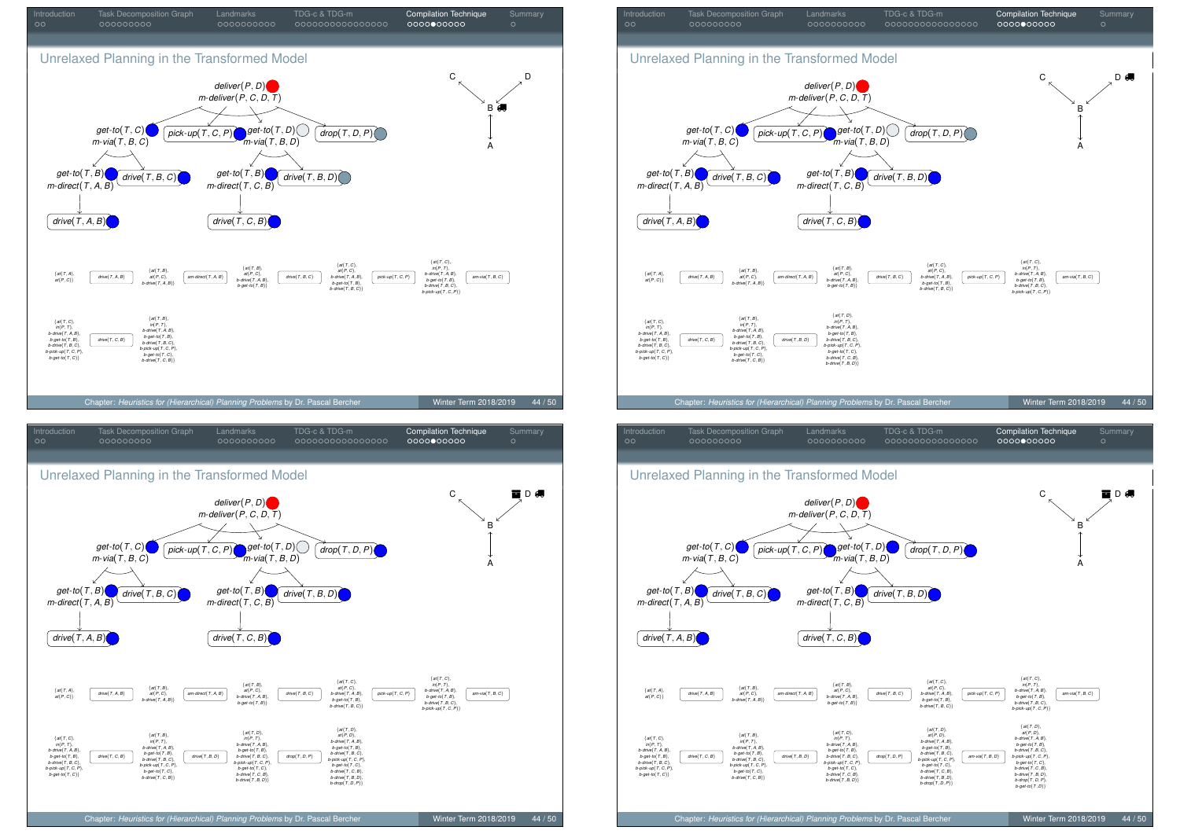## Unrelaxed Planning in the Transformed Model

*deliver*$(P, D)$
*m-deliver*$(P, C, D, T)$

*get-to*$(T, C)$ *m-via*$(T, B, C)$ — *pick-up*$(T, C, P)$ — *get-to*$(T, D)$ *m-via*$(T, B, D)$ — *drop*$(T, D, P)$

*get-to*$(T, B)$ *m-direct*$(T, A, B)$ — *drive*$(T, B, C)$ — *get-to*$(T, B)$ *m-direct*$(T, C, B)$ — *drive*$(T, B, D)$

*drive*$(T, A, B)$ — *drive*$(T, C, B)$

$\{at(T,A), at(P,C)\}$ → *drive*$(T,A,B)$ → $\{at(T,B), at(P,C), b\text{-}drive(T,A,B)\}$ → *am-direct*$(T,A,B)$ → $\{at(T,B), at(P,C), b\text{-}drive(T,A,B), b\text{-}get\text{-}to(T,B)\}$ → *drive*$(T,B,C)$ → $\{at(T,C), at(P,C), b\text{-}drive(T,A,B), b\text{-}get\text{-}to(T,B), b\text{-}drive(T,B,C)\}$ → *pick-up*$(T,C,P)$ → $\{at(T,C), in(P,T), b\text{-}drive(T,A,B), b\text{-}get\text{-}to(T,B), b\text{-}drive(T,B,C), b\text{-}pick\text{-}up(T,C,P)\}$ → *am-via*$(T,B,C)$ → $\{at(T,C), in(P,T), b\text{-}drive(T,A,B), b\text{-}get\text{-}to(T,B), b\text{-}drive(T,B,C), b\text{-}pick\text{-}up(T,C,P), b\text{-}get\text{-}to(T,C)\}$ → *drive*$(T,C,B)$ → $\{at(T,B), in(P,T), b\text{-}drive(T,A,B), b\text{-}get\text{-}to(T,B), b\text{-}drive(T,B,C), b\text{-}pick\text{-}up(T,C,P), b\text{-}get\text{-}to(T,C), b\text{-}drive(T,C,B)\}$ → *drive*$(T,B,D)$ → $\{at(T,D), in(P,T), b\text{-}drive(T,A,B), b\text{-}get\text{-}to(T,B), b\text{-}drive(T,B,C), b\text{-}pick\text{-}up(T,C,P), b\text{-}get\text{-}to(T,C), b\text{-}drive(T,C,B), b\text{-}drive(T,B,D)\}$ → *drop*$(T,D,P)$ → $\{at(T,D), at(P,D), b\text{-}drive(T,A,B), b\text{-}get\text{-}to(T,B), b\text{-}drive(T,B,C), b\text{-}pick\text{-}up(T,C,P), b\text{-}get\text{-}to(T,C), b\text{-}drive(T,C,B), b\text{-}drive(T,B,D), b\text{-}drop(T,D,P)\}$ → *am-via*$(T,B,D)$ → $\{at(T,D), at(P,D), b\text{-}drive(T,A,B), b\text{-}get\text{-}to(T,B), b\text{-}drive(T,B,C), b\text{-}pick\text{-}up(T,C,P), b\text{-}get\text{-}to(T,C), b\text{-}drive(T,C,B), b\text{-}drive(T,B,D), b\text{-}drop(T,D,P), b\text{-}get\text{-}to(T,D)\}$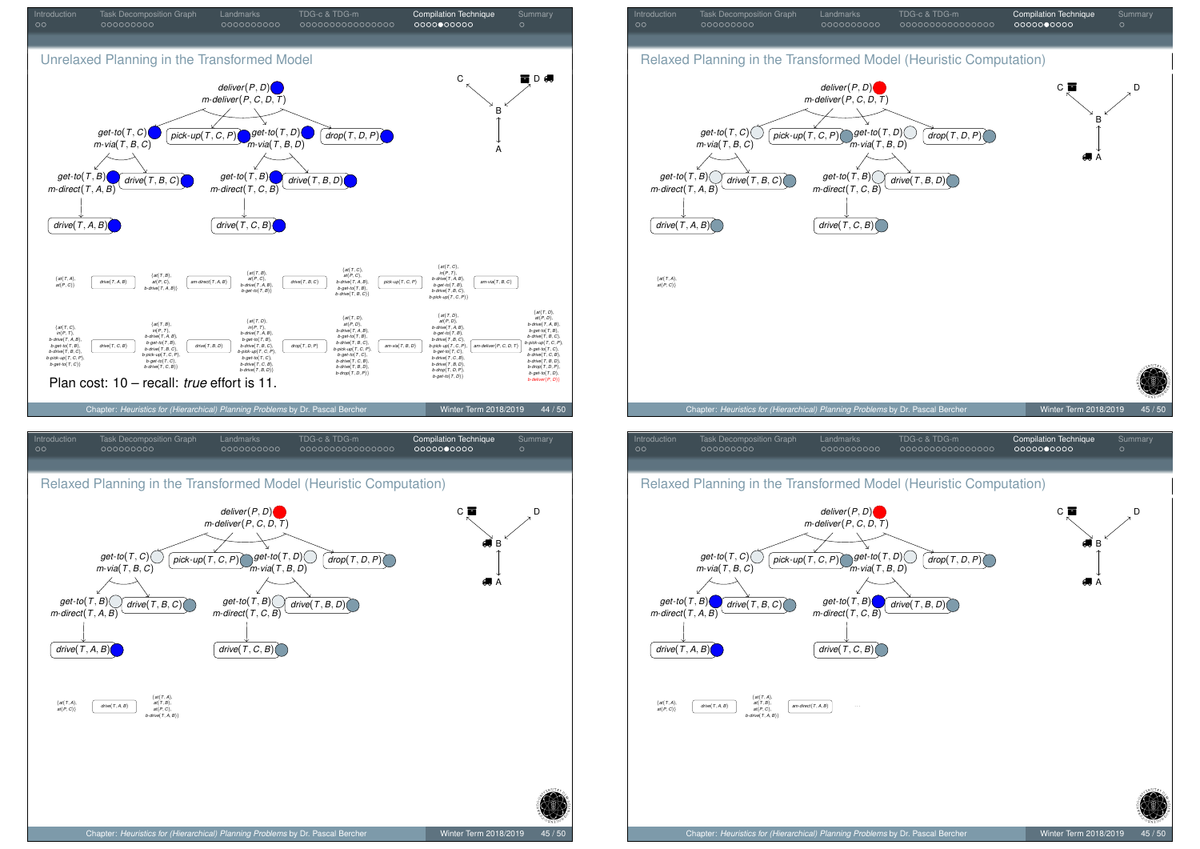## Unrelaxed Planning in the Transformed Model

*deliver*(P, D)
*m-deliver*(P, C, D, T)

*get-to*(T, C) | *pick-up*(T, C, P) | *get-to*(T, D) | *drop*(T, D, P)

*m-via*(T, B, C) | *m-via*(T, B, D)

*get-to*(T, B) | *drive*(T, B, C) | *get-to*(T, B) | *drive*(T, B, D)

*m-direct*(T, A, B) | *m-direct*(T, C, B)

*drive*(T, A, B) | *drive*(T, C, B)

C, D, B, A

{at(T, A), at(P, C)} → drive(T, A, B) → {at(T, B), at(P, C), b-drive(T, A, B)} → am-direct(T, A, B) → {at(T, B), at(P, C), b-drive(T, A, B), b-get-to(T, B)} → drive(T, B, C) → {at(T, C), at(P, C), b-drive(T, A, B), b-get-to(T, B), b-drive(T, B, C)} → pick-up(T, C, P) → {at(T, C), in(P, T), b-drive(T, A, B), b-get-to(T, B), b-drive(T, B, C), b-pick-up(T, C, P)} → am-via(T, B, C)

{at(T, C), in(P, T), b-drive(T, A, B), b-get-to(T, B), b-drive(T, B, C), b-pick-up(T, C, P), b-get-to(T, C)} → drive(T, C, B) → {at(T, B), in(P, T), b-drive(T, A, B), b-get-to(T, B), b-drive(T, B, C), b-pick-up(T, C, P), b-get-to(T, C), b-drive(T, C, B)} → drive(T, B, D) → {at(T, D), in(P, T), b-drive(T, A, B), b-get-to(T, B), b-drive(T, B, C), b-pick-up(T, C, P), b-get-to(T, C), b-drive(T, C, B), b-drive(T, B, D)} → drop(T, D, P) → {at(T, D), at(P, D), b-drive(T, A, B), b-get-to(T, B), b-drive(T, B, C), b-pick-up(T, C, P), b-get-to(T, C), b-drive(T, C, B), b-drive(T, B, D), b-drop(T, D, P)} → am-via(T, B, D) → {at(T, D), at(P, D), b-drive(T, A, B), b-get-to(T, B), b-drive(T, B, C), b-pick-up(T, C, P), b-get-to(T, C), b-drive(T, C, B), b-drive(T, B, D), b-drop(T, D, P), b-get-to(T, D)} → am-deliver(P, C, D, T) → {at(T, D), at(P, D), b-drive(T, A, B), b-get-to(T, B), b-drive(T, B, C), b-pick-up(T, C, P), b-get-to(T, C), b-drive(T, C, B), b-drive(T, B, D), b-drop(T, D, P), b-get-to(T, D), b-deliver(P, D)}

Plan cost: 10 – recall: *true* effort is 11.

## Relaxed Planning in the Transformed Model (Heuristic Computation)

*deliver*(P, D)
*m-deliver*(P, C, D, T)

*get-to*(T, C) | *pick-up*(T, C, P) | *get-to*(T, D) | *drop*(T, D, P)

*m-via*(T, B, C) | *m-via*(T, B, D)

*get-to*(T, B) | *drive*(T, B, C) | *get-to*(T, B) | *drive*(T, B, D)

*m-direct*(T, A, B) | *m-direct*(T, C, B)

*drive*(T, A, B) | *drive*(T, C, B)

C, D, B, A

{at(T, A), at(P, C)}

## Relaxed Planning in the Transformed Model (Heuristic Computation)

*deliver*(P, D)
*m-deliver*(P, C, D, T)

*get-to*(T, C) | *pick-up*(T, C, P) | *get-to*(T, D) | *drop*(T, D, P)

*m-via*(T, B, C) | *m-via*(T, B, D)

*get-to*(T, B) | *drive*(T, B, C) | *get-to*(T, B) | *drive*(T, B, D)

*m-direct*(T, A, B) | *m-direct*(T, C, B)

*drive*(T, A, B) | *drive*(T, C, B)

C, D, B, A

{at(T, A), at(P, C)} → drive(T, A, B) → {at(T, A), at(T, B), at(P, C), b-drive(T, A, B)}

## Relaxed Planning in the Transformed Model (Heuristic Computation)

*deliver*(P, D)
*m-deliver*(P, C, D, T)

*get-to*(T, C) | *pick-up*(T, C, P) | *get-to*(T, D) | *drop*(T, D, P)

*m-via*(T, B, C) | *m-via*(T, B, D)

*get-to*(T, B) | *drive*(T, B, C) | *get-to*(T, B) | *drive*(T, B, D)

*m-direct*(T, A, B) | *m-direct*(T, C, B)

*drive*(T, A, B) | *drive*(T, C, B)

C, D, B, A

{at(T, A), at(P, C)} → drive(T, A, B) → {at(T, A), at(T, B), at(P, C), b-drive(T, A, B)} → am-direct(T, A, B) → ...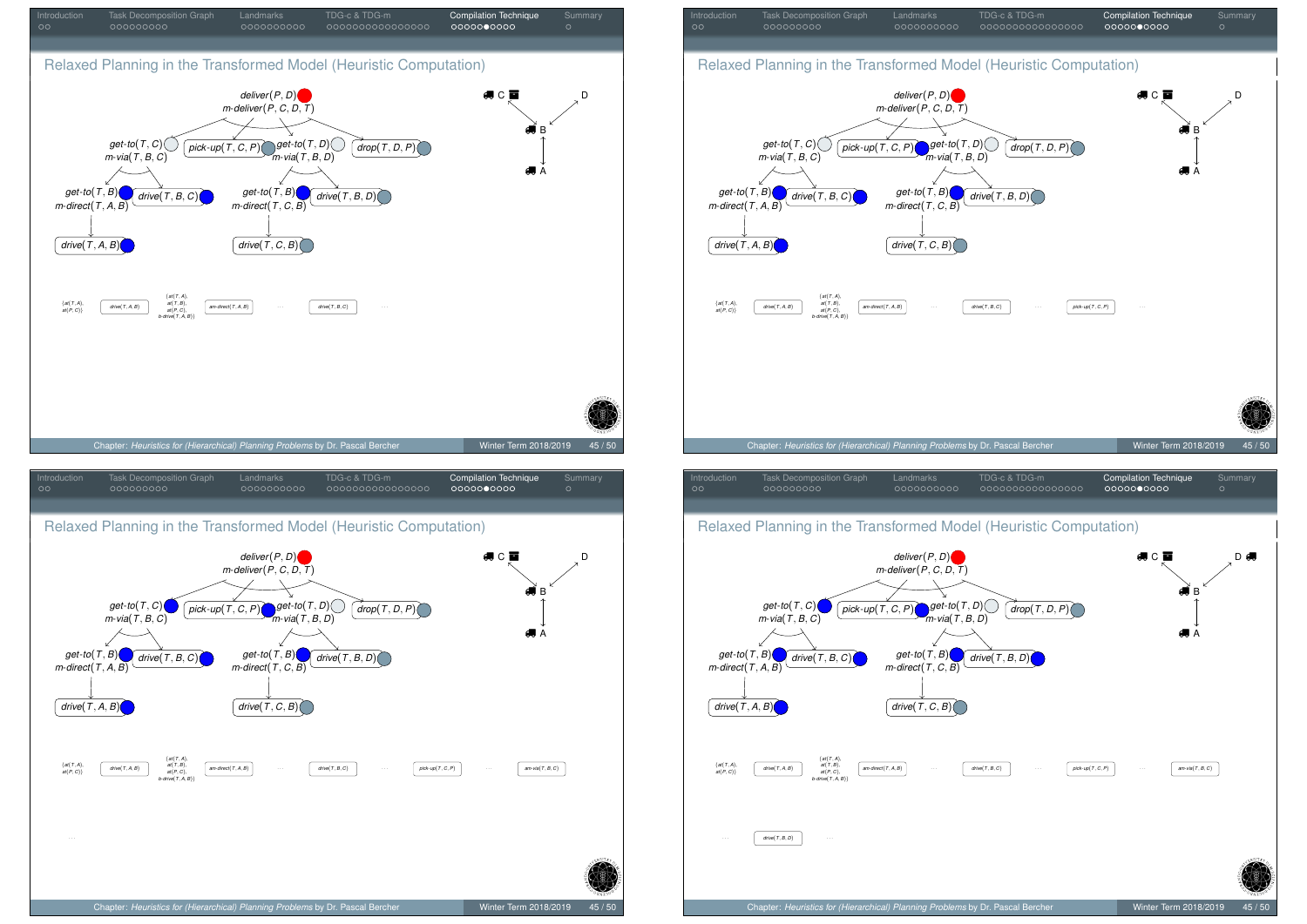## Relaxed Planning in the Transformed Model (Heuristic Computation)

*deliver*(*P*, *D*)
*m-deliver*(*P*, *C*, *D*, *T*)

*get-to*(*T*, *C*) *m-via*(*T*, *B*, *C*) | *pick-up*(*T*, *C*, *P*) | *get-to*(*T*, *D*) *m-via*(*T*, *B*, *D*) | *drop*(*T*, *D*, *P*)

*get-to*(*T*, *B*) *m-direct*(*T*, *A*, *B*) | *drive*(*T*, *B*, *C*) | *get-to*(*T*, *B*) *m-direct*(*T*, *C*, *B*) | *drive*(*T*, *B*, *D*)

*drive*(*T*, *A*, *B*) | *drive*(*T*, *C*, *B*)

{*at*(*T*, *A*), *at*(*P*, *C*)} — *drive*(*T*, *A*, *B*) — {*at*(*T*, *A*), *at*(*T*, *B*), *at*(*P*, *C*), *b-drive*(*T*, *A*, *B*)} — *am-direct*(*T*, *A*, *B*) … *drive*(*T*, *B*, *C*) … *pick-up*(*T*, *C*, *P*) … *am-via*(*T*, *B*, *C*)

… *drive*(*T*, *B*, *D*) …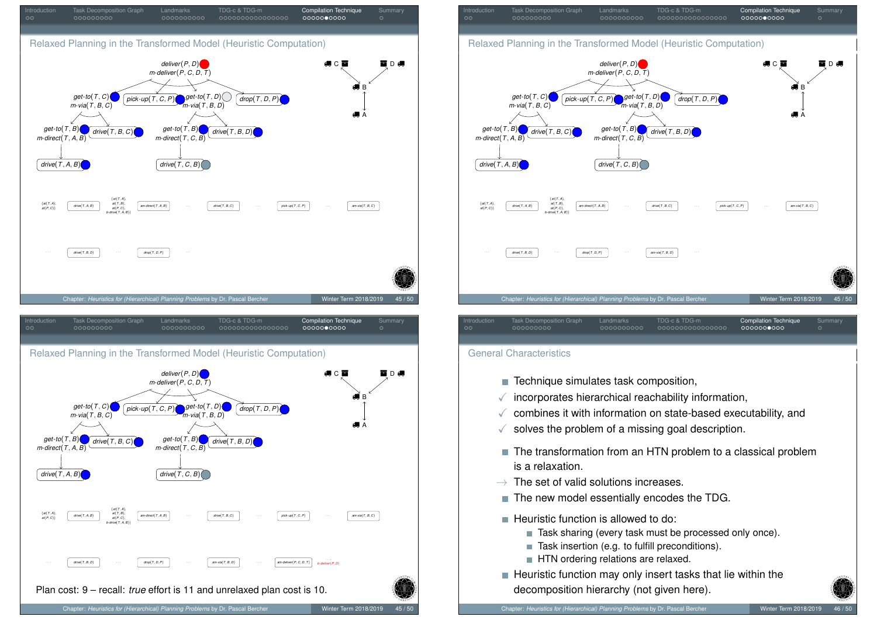## Relaxed Planning in the Transformed Model (Heuristic Computation)

deliver(P, D)
m-deliver(P, C, D, T)

get-to(T, C) — pick-up(T, C, P) — get-to(T, D) — drop(T, D, P)

m-via(T, B, C) — m-via(T, B, D)

get-to(T, B) — drive(T, B, C) — get-to(T, B) — drive(T, B, D)

m-direct(T, A, B) — m-direct(T, C, B)

drive(T, A, B) — drive(T, C, B)

{at(T, A), at(P, C)} … drive(T, A, B) … {at(T, A), at(T, B), at(P, C), b-drive(T, A, B)} … am-direct(T, A, B) … drive(T, B, C) … pick-up(T, C, P) … am-via(T, B, C)

… drive(T, B, D) … drop(T, D, P) …

## Relaxed Planning in the Transformed Model (Heuristic Computation)

{at(T, A), at(P, C)} … drive(T, A, B) … {at(T, A), at(T, B), at(P, C), b-drive(T, A, B)} … am-direct(T, A, B) … drive(T, B, C) … pick-up(T, C, P) … am-via(T, B, C)

… drive(T, B, D) … drop(T, D, P) … am-via(T, B, D) …

## Relaxed Planning in the Transformed Model (Heuristic Computation)

{at(T, A), at(P, C)} … drive(T, A, B) … {at(T, A), at(T, B), at(P, C), b-drive(T, A, B)} … am-direct(T, A, B) … drive(T, B, C) … pick-up(T, C, P) … am-via(T, B, C)

… drive(T, B, D) … drop(T, D, P) … am-via(T, B, D) … am-deliver(P, C, D, T) … b-deliver(P, D)

Plan cost: 9 – recall: *true* effort is 11 and unrelaxed plan cost is 10.

## General Characteristics

- Technique simulates task composition,
- ✓ incorporates hierarchical reachability information,
- ✓ combines it with information on state-based executability, and
- ✓ solves the problem of a missing goal description.

- The transformation from an HTN problem to a classical problem is a relaxation.
- → The set of valid solutions increases.
- The new model essentially encodes the TDG.

- Heuristic function is allowed to do:
  - Task sharing (every task must be processed only once).
  - Task insertion (e.g. to fulfill preconditions).
  - HTN ordering relations are relaxed.
- Heuristic function may only insert tasks that lie within the decomposition hierarchy (not given here).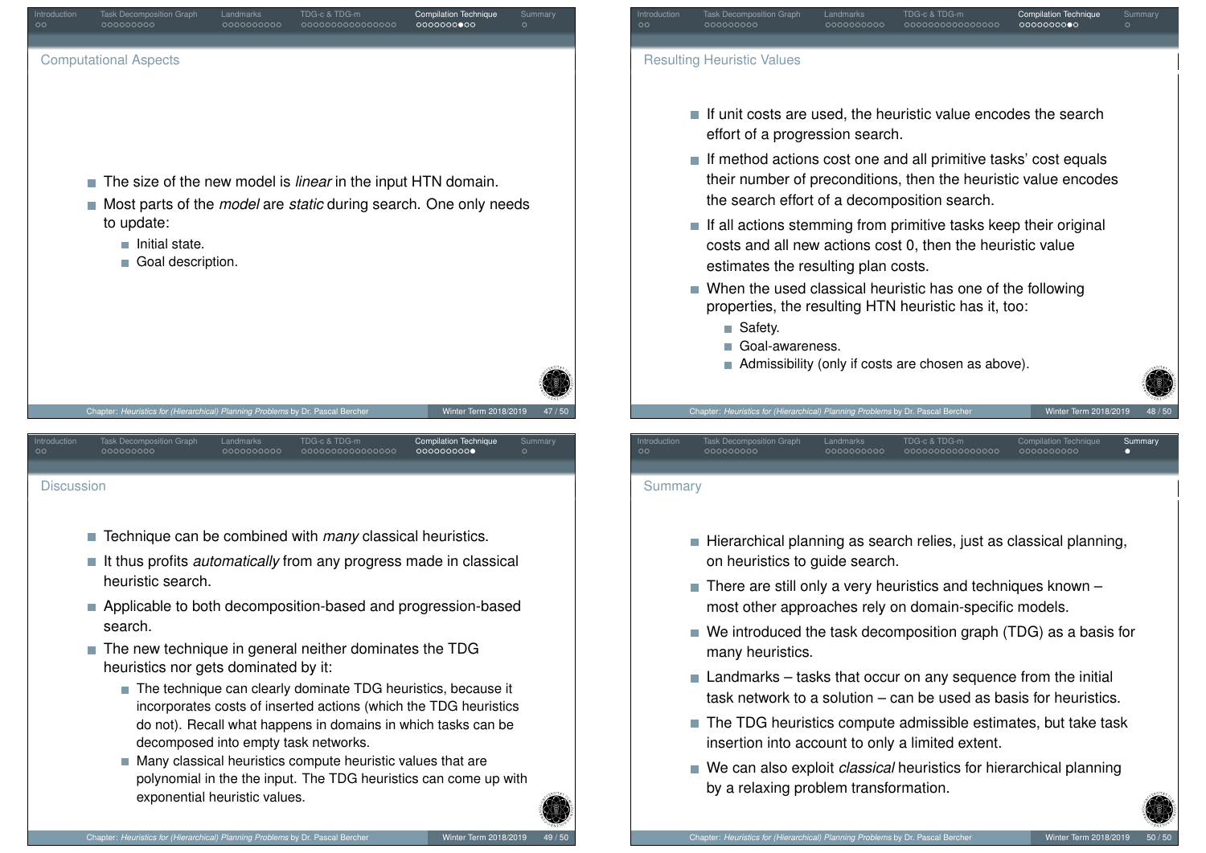## Computational Aspects

- The size of the new model is *linear* in the input HTN domain.
- Most parts of the *model* are *static* during search. One only needs to update:
  - Initial state.
  - Goal description.

## Resulting Heuristic Values

- If unit costs are used, the heuristic value encodes the search effort of a progression search.
- If method actions cost one and all primitive tasks' cost equals their number of preconditions, then the heuristic value encodes the search effort of a decomposition search.
- If all actions stemming from primitive tasks keep their original costs and all new actions cost 0, then the heuristic value estimates the resulting plan costs.
- When the used classical heuristic has one of the following properties, the resulting HTN heuristic has it, too:
  - Safety.
  - Goal-awareness.
  - Admissibility (only if costs are chosen as above).

## Discussion

- Technique can be combined with *many* classical heuristics.
- It thus profits *automatically* from any progress made in classical heuristic search.
- Applicable to both decomposition-based and progression-based search.
- The new technique in general neither dominates the TDG heuristics nor gets dominated by it:
  - The technique can clearly dominate TDG heuristics, because it incorporates costs of inserted actions (which the TDG heuristics do not). Recall what happens in domains in which tasks can be decomposed into empty task networks.
  - Many classical heuristics compute heuristic values that are polynomial in the the input. The TDG heuristics can come up with exponential heuristic values.

## Summary

- Hierarchical planning as search relies, just as classical planning, on heuristics to guide search.
- There are still only a very heuristics and techniques known – most other approaches rely on domain-specific models.
- We introduced the task decomposition graph (TDG) as a basis for many heuristics.
- Landmarks – tasks that occur on any sequence from the initial task network to a solution – can be used as basis for heuristics.
- The TDG heuristics compute admissible estimates, but take task insertion into account to only a limited extent.
- We can also exploit *classical* heuristics for hierarchical planning by a relaxing problem transformation.